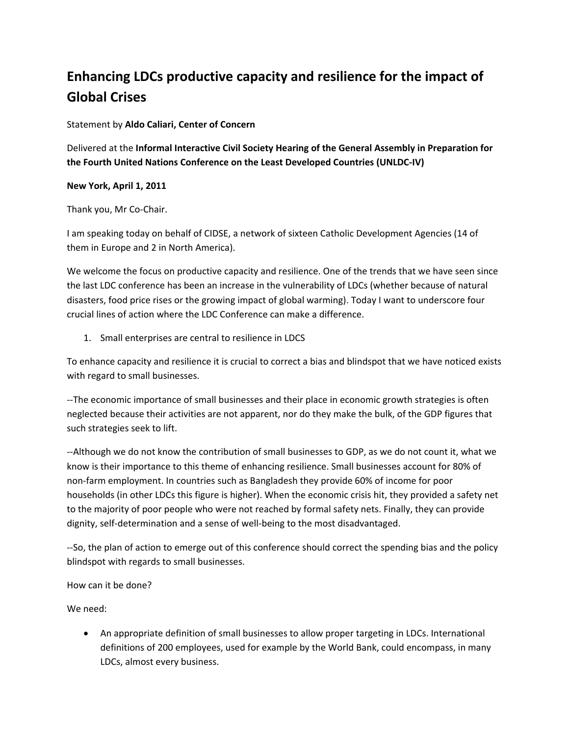# Enhancing LDCs productive capacity and resilience for the impact of Global Crises

Statement by **Aldo Caliari, Center of Concern**

Delivered at the **Informal Interactive Civil Society Hearing of the General Assembly in Preparation for the Fourth United Nations Conference on the Least Developed Countries (UNLDC-IV)**

**New York, April 1, 2011**

Thank you, Mr Co-Chair.

I am speaking today on behalf of CIDSE, a network of sixteen Catholic Development Agencies (14 of them in Europe and 2 in North America).

We welcome the focus on productive capacity and resilience. One of the trends that we have seen since the last LDC conference has been an increase in the vulnerability of LDCs (whether because of natural disasters, food price rises or the growing impact of global warming). Today I want to underscore four crucial lines of action where the LDC Conference can make a difference.

1. Small enterprises are central to resilience in LDCS

To enhance capacity and resilience it is crucial to correct a bias and blindspot that we have noticed exists with regard to small businesses.

--The economic importance of small businesses and their place in economic growth strategies is often neglected because their activities are not apparent, nor do they make the bulk, of the GDP figures that such strategies seek to lift.

--Although we do not know the contribution of small businesses to GDP, as we do not count it, what we know is their importance to this theme of enhancing resilience. Small businesses account for 80% of non-farm employment. In countries such as Bangladesh they provide 60% of income for poor households (in other LDCs this figure is higher). When the economic crisis hit, they provided a safety net to the majority of poor people who were not reached by formal safety nets. Finally, they can provide dignity, self-determination and a sense of well-being to the most disadvantaged.

--So, the plan of action to emerge out of this conference should correct the spending bias and the policy blindspot with regards to small businesses.

How can it be done?

We need:

- An appropriate definition of small businesses to allow proper targeting in LDCs. International definitions of 200 employees, used for example by the World Bank, could encompass, in many LDCs, almost every business.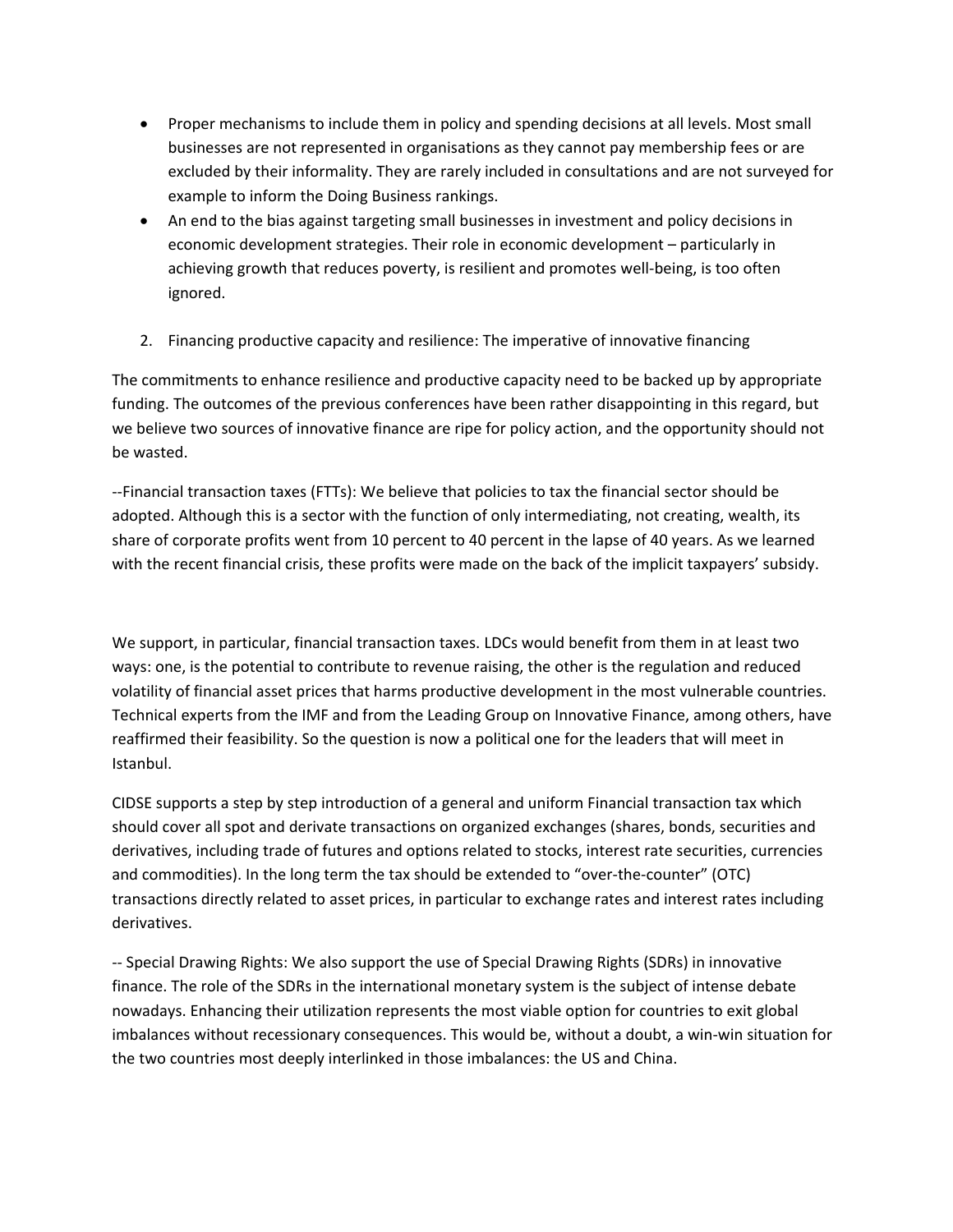- Proper mechanisms to include them in policy and spending decisions at all levels. Most small businesses are not represented in organisations as they cannot pay membership fees or are excluded by their informality. They are rarely included in consultations and are not surveyed for example to inform the Doing Business rankings.
- An end to the bias against targeting small businesses in investment and policy decisions in economic development strategies. Their role in economic development – particularly in achieving growth that reduces poverty, is resilient and promotes well-being, is too often ignored.

2. Financing productive capacity and resilience: The imperative of innovative financing

The commitments to enhance resilience and productive capacity need to be backed up by appropriate funding. The outcomes of the previous conferences have been rather disappointing in this regard, but we believe two sources of innovative finance are ripe for policy action, and the opportunity should not be wasted.

--Financial transaction taxes (FTTs): We believe that policies to tax the financial sector should be adopted. Although this is a sector with the function of only intermediating, not creating, wealth, its share of corporate profits went from 10 percent to 40 percent in the lapse of 40 years. As we learned with the recent financial crisis, these profits were made on the back of the implicit taxpayers' subsidy.

We support, in particular, financial transaction taxes. LDCs would benefit from them in at least two ways: one, is the potential to contribute to revenue raising, the other is the regulation and reduced volatility of financial asset prices that harms productive development in the most vulnerable countries. Technical experts from the IMF and from the Leading Group on Innovative Finance, among others, have reaffirmed their feasibility. So the question is now a political one for the leaders that will meet in Istanbul.

CIDSE supports a step by step introduction of a general and uniform Financial transaction tax which should cover all spot and derivate transactions on organized exchanges (shares, bonds, securities and derivatives, including trade of futures and options related to stocks, interest rate securities, currencies and commodities). In the long term the tax should be extended to "over-the-counter" (OTC) transactions directly related to asset prices, in particular to exchange rates and interest rates including derivatives.

-- Special Drawing Rights: We also support the use of Special Drawing Rights (SDRs) in innovative finance. The role of the SDRs in the international monetary system is the subject of intense debate nowadays. Enhancing their utilization represents the most viable option for countries to exit global imbalances without recessionary consequences. This would be, without a doubt, a win-win situation for the two countries most deeply interlinked in those imbalances: the US and China.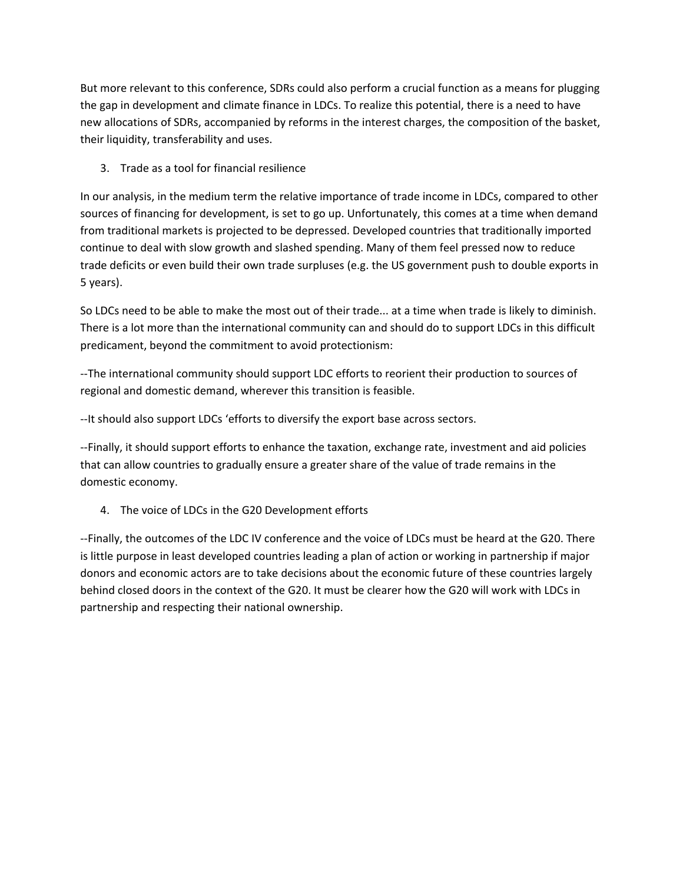But more relevant to this conference, SDRs could also perform a crucial function as a means for plugging the gap in development and climate finance in LDCs. To realize this potential, there is a need to have new allocations of SDRs, accompanied by reforms in the interest charges, the composition of the basket, their liquidity, transferability and uses.

3. Trade as a tool for financial resilience

In our analysis, in the medium term the relative importance of trade income in LDCs, compared to other sources of financing for development, is set to go up. Unfortunately, this comes at a time when demand from traditional markets is projected to be depressed. Developed countries that traditionally imported continue to deal with slow growth and slashed spending. Many of them feel pressed now to reduce trade deficits or even build their own trade surpluses (e.g. the US government push to double exports in 5 years).

So LDCs need to be able to make the most out of their trade... at a time when trade is likely to diminish. There is a lot more than the international community can and should do to support LDCs in this difficult predicament, beyond the commitment to avoid protectionism:

--The international community should support LDC efforts to reorient their production to sources of regional and domestic demand, wherever this transition is feasible.

--It should also support LDCs 'efforts to diversify the export base across sectors.

--Finally, it should support efforts to enhance the taxation, exchange rate, investment and aid policies that can allow countries to gradually ensure a greater share of the value of trade remains in the domestic economy.

4. The voice of LDCs in the G20 Development efforts

--Finally, the outcomes of the LDC IV conference and the voice of LDCs must be heard at the G20. There is little purpose in least developed countries leading a plan of action or working in partnership if major donors and economic actors are to take decisions about the economic future of these countries largely behind closed doors in the context of the G20. It must be clearer how the G20 will work with LDCs in partnership and respecting their national ownership.